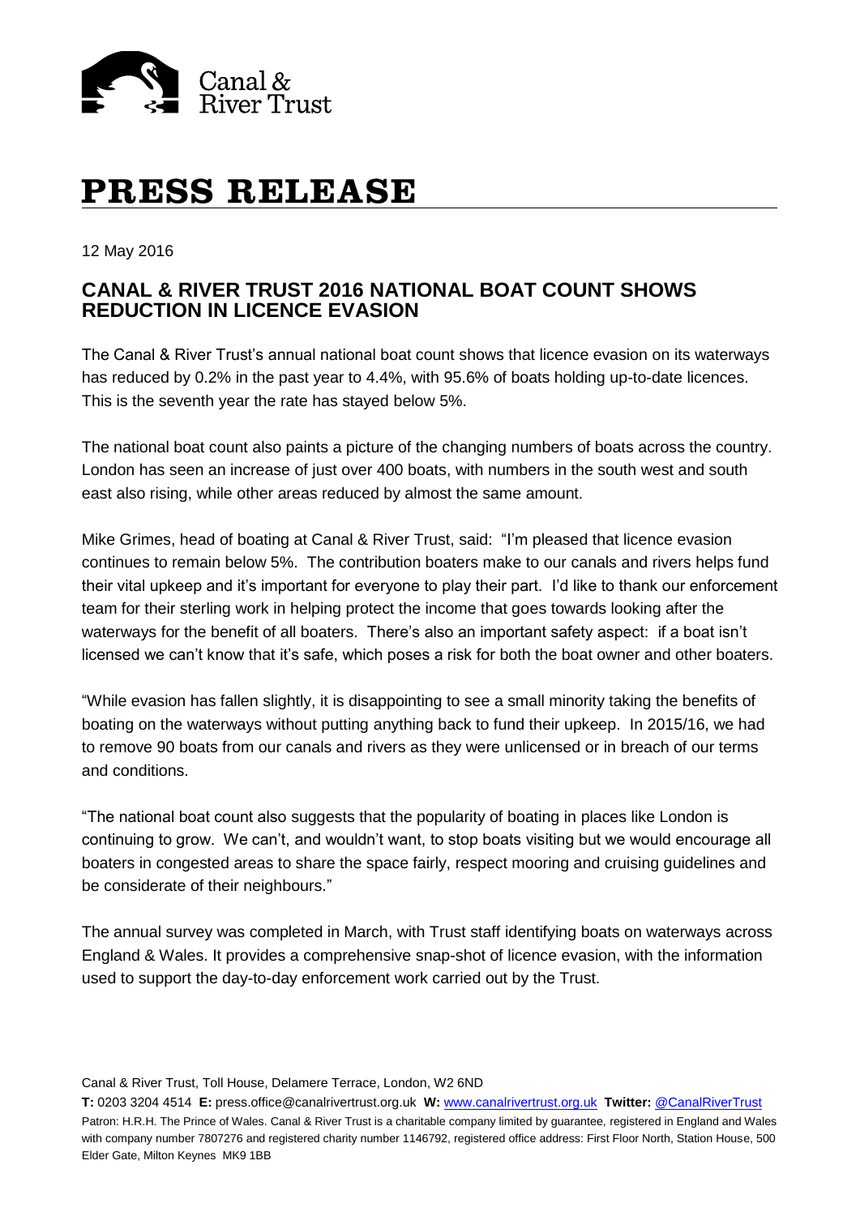Canal & River Trust

# PRESS RELEASE

12 May 2016

## CANAL & RIVER TRUST 2016 NATIONAL BOAT COUNT SHOWS REDUCTION IN LICENCE EVASION

The Canal & River Trust's annual national boat count shows that licence evasion on its waterways has reduced by 0.2% in the past year to 4.4%, with 95.6% of boats holding up-to-date licences. This is the seventh year the rate has stayed below 5%.

The national boat count also paints a picture of the changing numbers of boats across the country. London has seen an increase of just over 400 boats, with numbers in the south west and south east also rising, while other areas reduced by almost the same amount.

Mike Grimes, head of boating at Canal & River Trust, said: "I'm pleased that licence evasion continues to remain below 5%. The contribution boaters make to our canals and rivers helps fund their vital upkeep and it's important for everyone to play their part. I'd like to thank our enforcement team for their sterling work in helping protect the income that goes towards looking after the waterways for the benefit of all boaters. There's also an important safety aspect: if a boat isn't licensed we can't know that it's safe, which poses a risk for both the boat owner and other boaters.

"While evasion has fallen slightly, it is disappointing to see a small minority taking the benefits of boating on the waterways without putting anything back to fund their upkeep. In 2015/16, we had to remove 90 boats from our canals and rivers as they were unlicensed or in breach of our terms and conditions.

"The national boat count also suggests that the popularity of boating in places like London is continuing to grow. We can't, and wouldn't want, to stop boats visiting but we would encourage all boaters in congested areas to share the space fairly, respect mooring and cruising guidelines and be considerate of their neighbours."

The annual survey was completed in March, with Trust staff identifying boats on waterways across England & Wales. It provides a comprehensive snap-shot of licence evasion, with the information used to support the day-to-day enforcement work carried out by the Trust.

Canal & River Trust, Toll House, Delamere Terrace, London, W2 6ND

**T:** 0203 3204 4514 **E:** press.office@canalrivertrust.org.uk **W:** www.canalrivertrust.org.uk **Twitter:** @CanalRiverTrust

Patron: H.R.H. The Prince of Wales. Canal & River Trust is a charitable company limited by guarantee, registered in England and Wales with company number 7807276 and registered charity number 1146792, registered office address: First Floor North, Station House, 500 Elder Gate, Milton Keynes MK9 1BB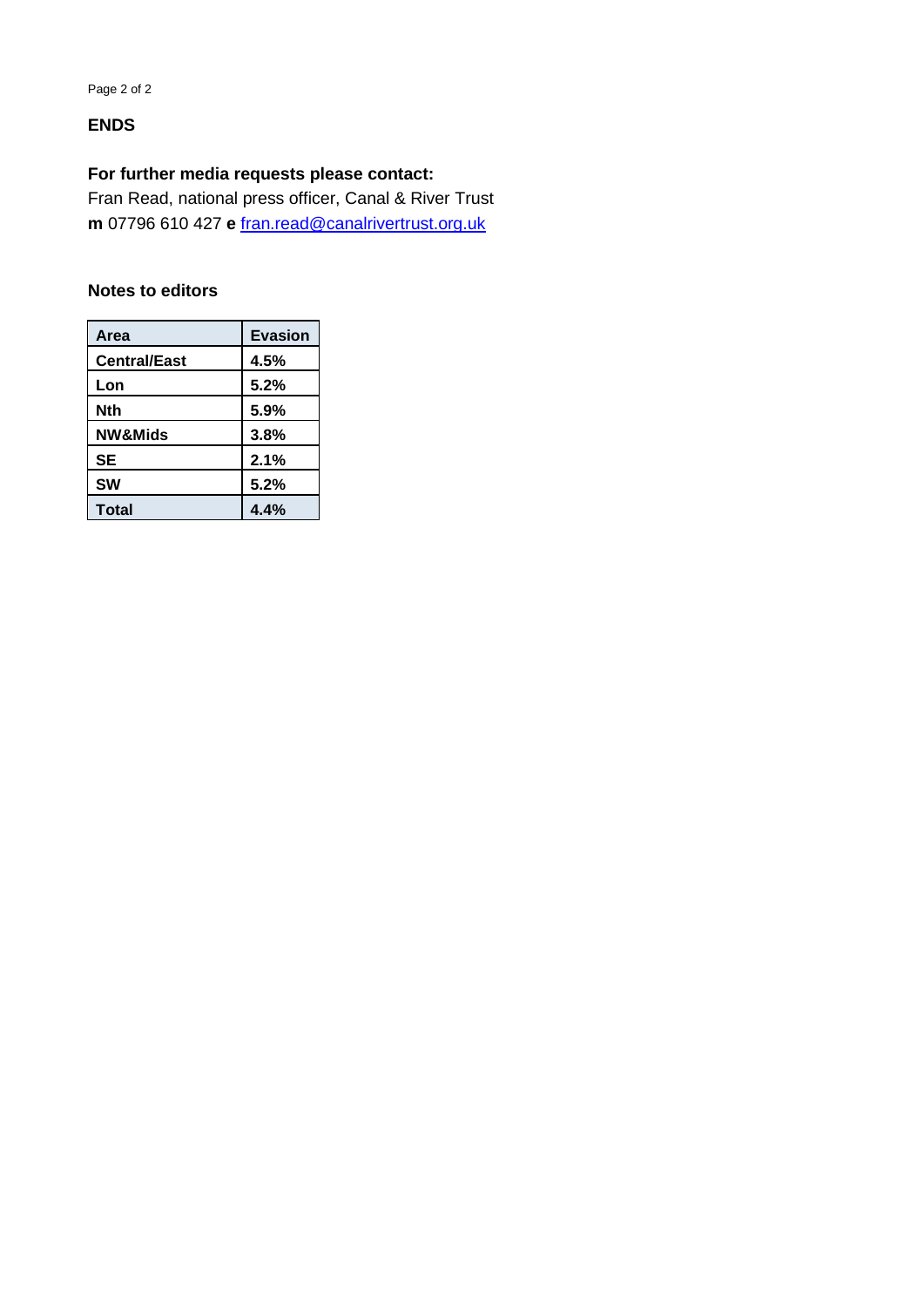**ENDS**

**For further media requests please contact:**
Fran Read, national press officer, Canal & River Trust
**m** 07796 610 427 **e** [fran.read@canalrivertrust.org.uk](mailto:fran.read@canalrivertrust.org.uk)

**Notes to editors**

| Area | Evasion |
|---|---|
| **Central/East** | **4.5%** |
| **Lon** | **5.2%** |
| **Nth** | **5.9%** |
| **NW&Mids** | **3.8%** |
| **SE** | **2.1%** |
| **SW** | **5.2%** |
| **Total** | **4.4%** |